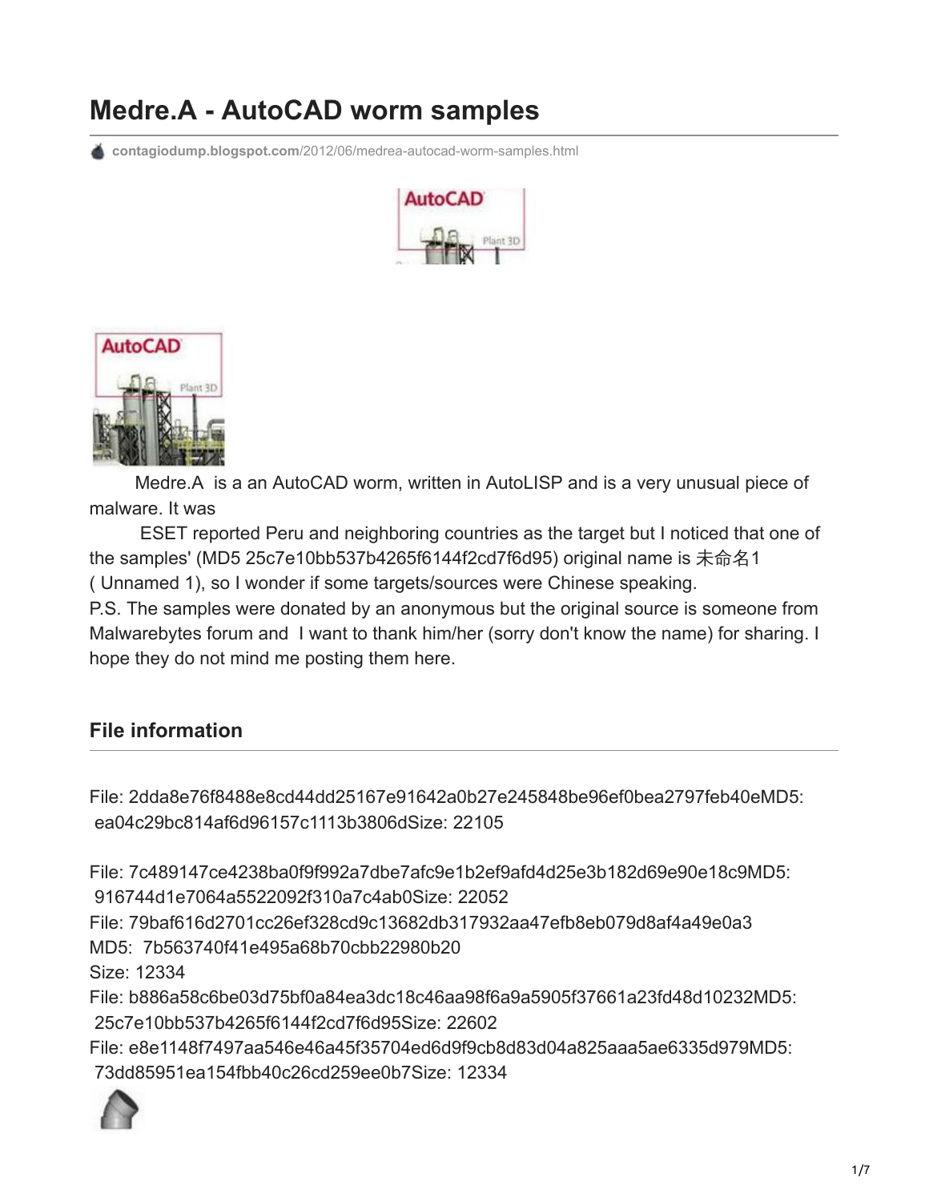# Medre.A - AutoCAD worm samples

contagiodump.blogspot.com/2012/06/medrea-autocad-worm-samples.html

Medre.A is a an AutoCAD worm, written in AutoLISP and is a very unusual piece of malware. It was

ESET reported Peru and neighboring countries as the target but I noticed that one of the samples' (MD5 25c7e10bb537b4265f6144f2cd7f6d95) original name is 未命名1 ( Unnamed 1), so I wonder if some targets/sources were Chinese speaking.

P.S. The samples were donated by an anonymous but the original source is someone from Malwarebytes forum and I want to thank him/her (sorry don't know the name) for sharing. I hope they do not mind me posting them here.

## File information

File: 2dda8e76f8488e8cd44dd25167e91642a0b27e245848be96ef0bea2797feb40eMD5: ea04c29bc814af6d96157c1113b3806dSize: 22105

File: 7c489147ce4238ba0f9f992a7dbe7afc9e1b2ef9afd4d25e3b182d69e90e18c9MD5: 916744d1e7064a5522092f310a7c4ab0Size: 22052

File: 79baf616d2701cc26ef328cd9c13682db317932aa47efb8eb079d8af4a49e0a3
MD5: 7b563740f41e495a68b70cbb22980b20
Size: 12334

File: b886a58c6be03d75bf0a84ea3dc18c46aa98f6a9a5905f37661a23fd48d10232MD5: 25c7e10bb537b4265f6144f2cd7f6d95Size: 22602

File: e8e1148f7497aa546e46a45f35704ed6d9f9cb8d83d04a825aaa5ae6335d979MD5: 73dd85951ea154fbb40c26cd259ee0b7Size: 12334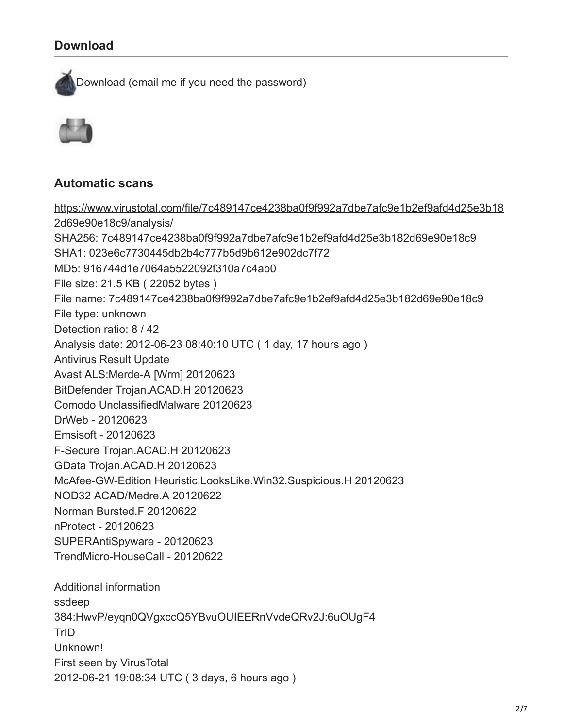## Download

[Download (email me if you need the password)]

## Automatic scans

https://www.virustotal.com/file/7c489147ce4238ba0f9f992a7dbe7afc9e1b2ef9afd4d25e3b182d69e90e18c9/analysis/

SHA256: 7c489147ce4238ba0f9f992a7dbe7afc9e1b2ef9afd4d25e3b182d69e90e18c9
SHA1: 023e6c7730445db2b4c777b5d9b612e902dc7f72
MD5: 916744d1e7064a5522092f310a7c4ab0
File size: 21.5 KB ( 22052 bytes )
File name: 7c489147ce4238ba0f9f992a7dbe7afc9e1b2ef9afd4d25e3b182d69e90e18c9
File type: unknown
Detection ratio: 8 / 42
Analysis date: 2012-06-23 08:40:10 UTC ( 1 day, 17 hours ago )
Antivirus Result Update
Avast ALS:Merde-A [Wrm] 20120623
BitDefender Trojan.ACAD.H 20120623
Comodo UnclassifiedMalware 20120623
DrWeb - 20120623
Emsisoft - 20120623
F-Secure Trojan.ACAD.H 20120623
GData Trojan.ACAD.H 20120623
McAfee-GW-Edition Heuristic.LooksLike.Win32.Suspicious.H 20120623
NOD32 ACAD/Medre.A 20120622
Norman Bursted.F 20120622
nProtect - 20120623
SUPERAntiSpyware - 20120623
TrendMicro-HouseCall - 20120622

Additional information
ssdeep
384:HwvP/eyqn0QVgxccQ5YBvuOUIEERnVvdeQRv2J:6uOUgF4
TrID
Unknown!
First seen by VirusTotal
2012-06-21 19:08:34 UTC ( 3 days, 6 hours ago )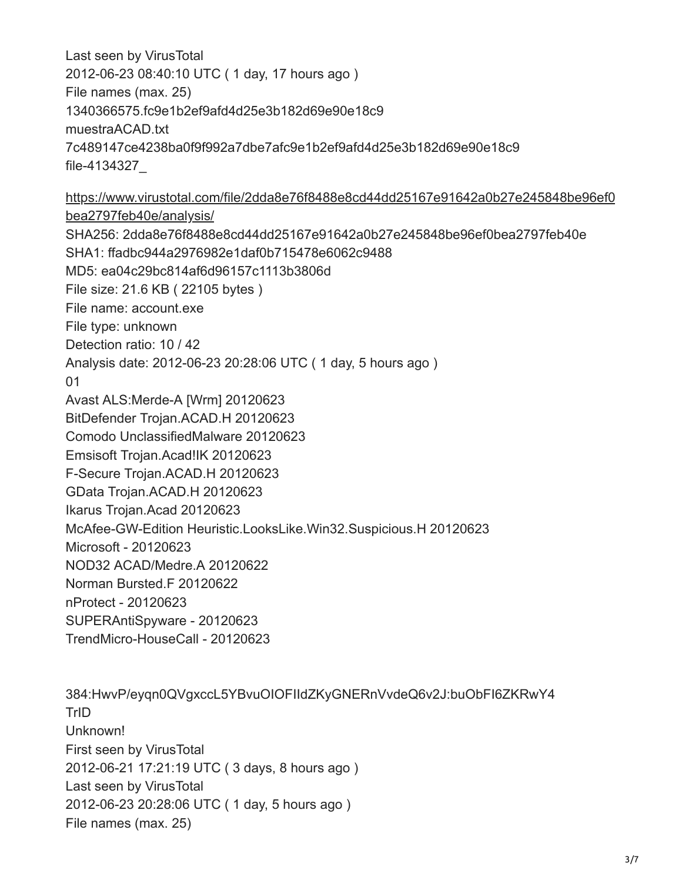Last seen by VirusTotal
2012-06-23 08:40:10 UTC ( 1 day, 17 hours ago )
File names (max. 25)
1340366575.fc9e1b2ef9afd4d25e3b182d69e90e18c9
muestraACAD.txt
7c489147ce4238ba0f9f992a7dbe7afc9e1b2ef9afd4d25e3b182d69e90e18c9
file-4134327_

https://www.virustotal.com/file/2dda8e76f8488e8cd44dd25167e91642a0b27e245848be96ef0bea2797feb40e/analysis/
SHA256: 2dda8e76f8488e8cd44dd25167e91642a0b27e245848be96ef0bea2797feb40e
SHA1: ffadbc944a2976982e1daf0b715478e6062c9488
MD5: ea04c29bc814af6d96157c1113b3806d
File size: 21.6 KB ( 22105 bytes )
File name: account.exe
File type: unknown
Detection ratio: 10 / 42
Analysis date: 2012-06-23 20:28:06 UTC ( 1 day, 5 hours ago )
01
Avast ALS:Merde-A [Wrm] 20120623
BitDefender Trojan.ACAD.H 20120623
Comodo UnclassifiedMalware 20120623
Emsisoft Trojan.Acad!IK 20120623
F-Secure Trojan.ACAD.H 20120623
GData Trojan.ACAD.H 20120623
Ikarus Trojan.Acad 20120623
McAfee-GW-Edition Heuristic.LooksLike.Win32.Suspicious.H 20120623
Microsoft - 20120623
NOD32 ACAD/Medre.A 20120622
Norman Bursted.F 20120622
nProtect - 20120623
SUPERAntiSpyware - 20120623
TrendMicro-HouseCall - 20120623

384:HwvP/eyqn0QVgxccL5YBvuOIOFIldZKyGNERnVvdeQ6v2J:buObFI6ZKRwY4
TrID
Unknown!
First seen by VirusTotal
2012-06-21 17:21:19 UTC ( 3 days, 8 hours ago )
Last seen by VirusTotal
2012-06-23 20:28:06 UTC ( 1 day, 5 hours ago )
File names (max. 25)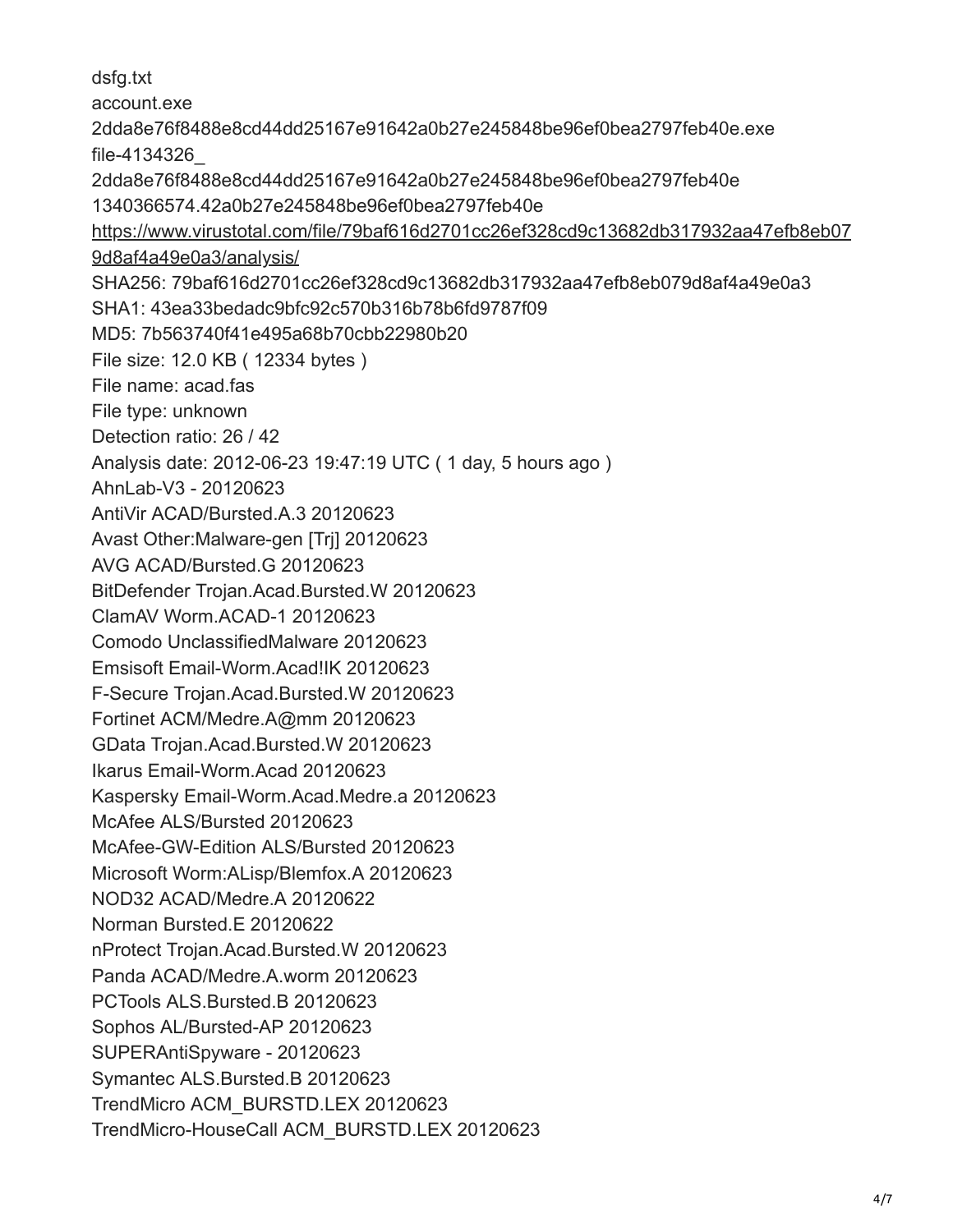dsfg.txt

account.exe

2dda8e76f8488e8cd44dd25167e91642a0b27e245848be96ef0bea2797feb40e.exe

file-4134326_

2dda8e76f8488e8cd44dd25167e91642a0b27e245848be96ef0bea2797feb40e

1340366574.42a0b27e245848be96ef0bea2797feb40e

https://www.virustotal.com/file/79baf616d2701cc26ef328cd9c13682db317932aa47efb8eb079d8af4a49e0a3/analysis/

SHA256: 79baf616d2701cc26ef328cd9c13682db317932aa47efb8eb079d8af4a49e0a3

SHA1: 43ea33bedadc9bfc92c570b316b78b6fd9787f09

MD5: 7b563740f41e495a68b70cbb22980b20

File size: 12.0 KB ( 12334 bytes )

File name: acad.fas

File type: unknown

Detection ratio: 26 / 42

Analysis date: 2012-06-23 19:47:19 UTC ( 1 day, 5 hours ago )

AhnLab-V3 - 20120623

AntiVir ACAD/Bursted.A.3 20120623

Avast Other:Malware-gen [Trj] 20120623

AVG ACAD/Bursted.G 20120623

BitDefender Trojan.Acad.Bursted.W 20120623

ClamAV Worm.ACAD-1 20120623

Comodo UnclassifiedMalware 20120623

Emsisoft Email-Worm.Acad!IK 20120623

F-Secure Trojan.Acad.Bursted.W 20120623

Fortinet ACM/Medre.A@mm 20120623

GData Trojan.Acad.Bursted.W 20120623

Ikarus Email-Worm.Acad 20120623

Kaspersky Email-Worm.Acad.Medre.a 20120623

McAfee ALS/Bursted 20120623

McAfee-GW-Edition ALS/Bursted 20120623

Microsoft Worm:ALisp/Blemfox.A 20120623

NOD32 ACAD/Medre.A 20120622

Norman Bursted.E 20120622

nProtect Trojan.Acad.Bursted.W 20120623

Panda ACAD/Medre.A.worm 20120623

PCTools ALS.Bursted.B 20120623

Sophos AL/Bursted-AP 20120623

SUPERAntiSpyware - 20120623

Symantec ALS.Bursted.B 20120623

TrendMicro ACM_BURSTD.LEX 20120623

TrendMicro-HouseCall ACM_BURSTD.LEX 20120623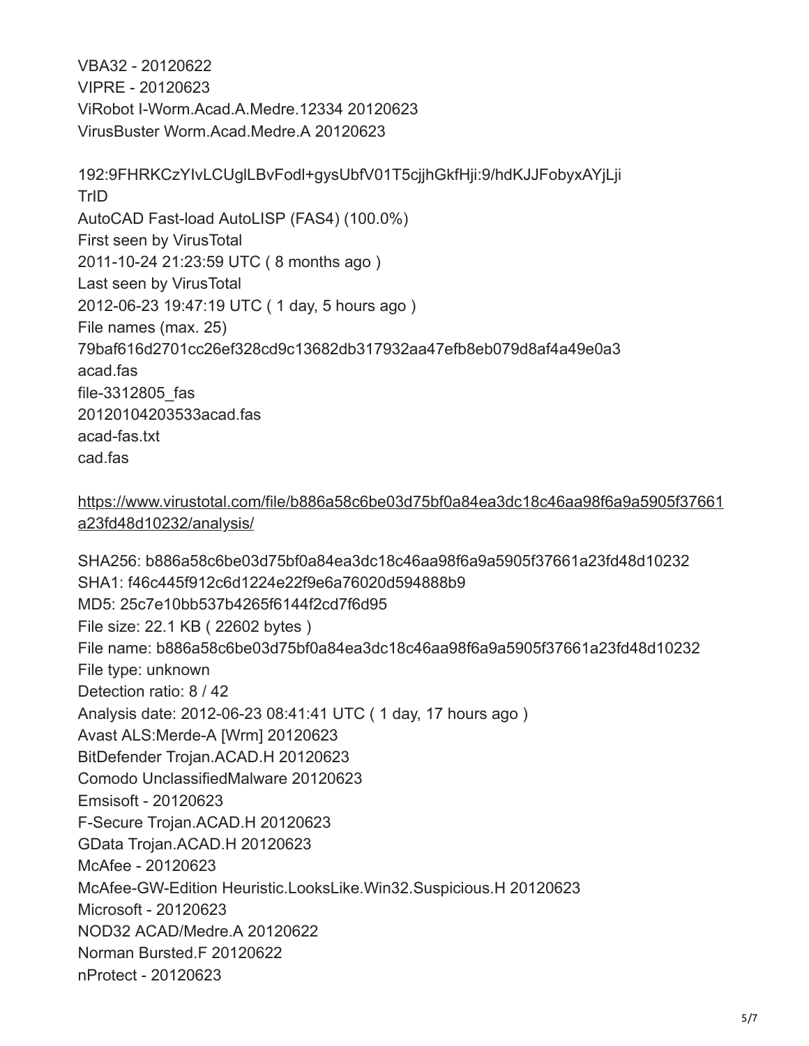VBA32 - 20120622
VIPRE - 20120623
ViRobot I-Worm.Acad.A.Medre.12334 20120623
VirusBuster Worm.Acad.Medre.A 20120623

192:9FHRKCzYIvLCUglLBvFodl+gysUbfV01T5cjjhGkfHji:9/hdKJJFobyxAYjLji
TrID
AutoCAD Fast-load AutoLISP (FAS4) (100.0%)
First seen by VirusTotal
2011-10-24 21:23:59 UTC ( 8 months ago )
Last seen by VirusTotal
2012-06-23 19:47:19 UTC ( 1 day, 5 hours ago )
File names (max. 25)
79baf616d2701cc26ef328cd9c13682db317932aa47efb8eb079d8af4a49e0a3
acad.fas
file-3312805_fas
20120104203533acad.fas
acad-fas.txt
cad.fas

https://www.virustotal.com/file/b886a58c6be03d75bf0a84ea3dc18c46aa98f6a9a5905f37661a23fd48d10232/analysis/

SHA256: b886a58c6be03d75bf0a84ea3dc18c46aa98f6a9a5905f37661a23fd48d10232
SHA1: f46c445f912c6d1224e22f9e6a76020d594888b9
MD5: 25c7e10bb537b4265f6144f2cd7f6d95
File size: 22.1 KB ( 22602 bytes )
File name: b886a58c6be03d75bf0a84ea3dc18c46aa98f6a9a5905f37661a23fd48d10232
File type: unknown
Detection ratio: 8 / 42
Analysis date: 2012-06-23 08:41:41 UTC ( 1 day, 17 hours ago )
Avast ALS:Merde-A [Wrm] 20120623
BitDefender Trojan.ACAD.H 20120623
Comodo UnclassifiedMalware 20120623
Emsisoft - 20120623
F-Secure Trojan.ACAD.H 20120623
GData Trojan.ACAD.H 20120623
McAfee - 20120623
McAfee-GW-Edition Heuristic.LooksLike.Win32.Suspicious.H 20120623
Microsoft - 20120623
NOD32 ACAD/Medre.A 20120622
Norman Bursted.F 20120622
nProtect - 20120623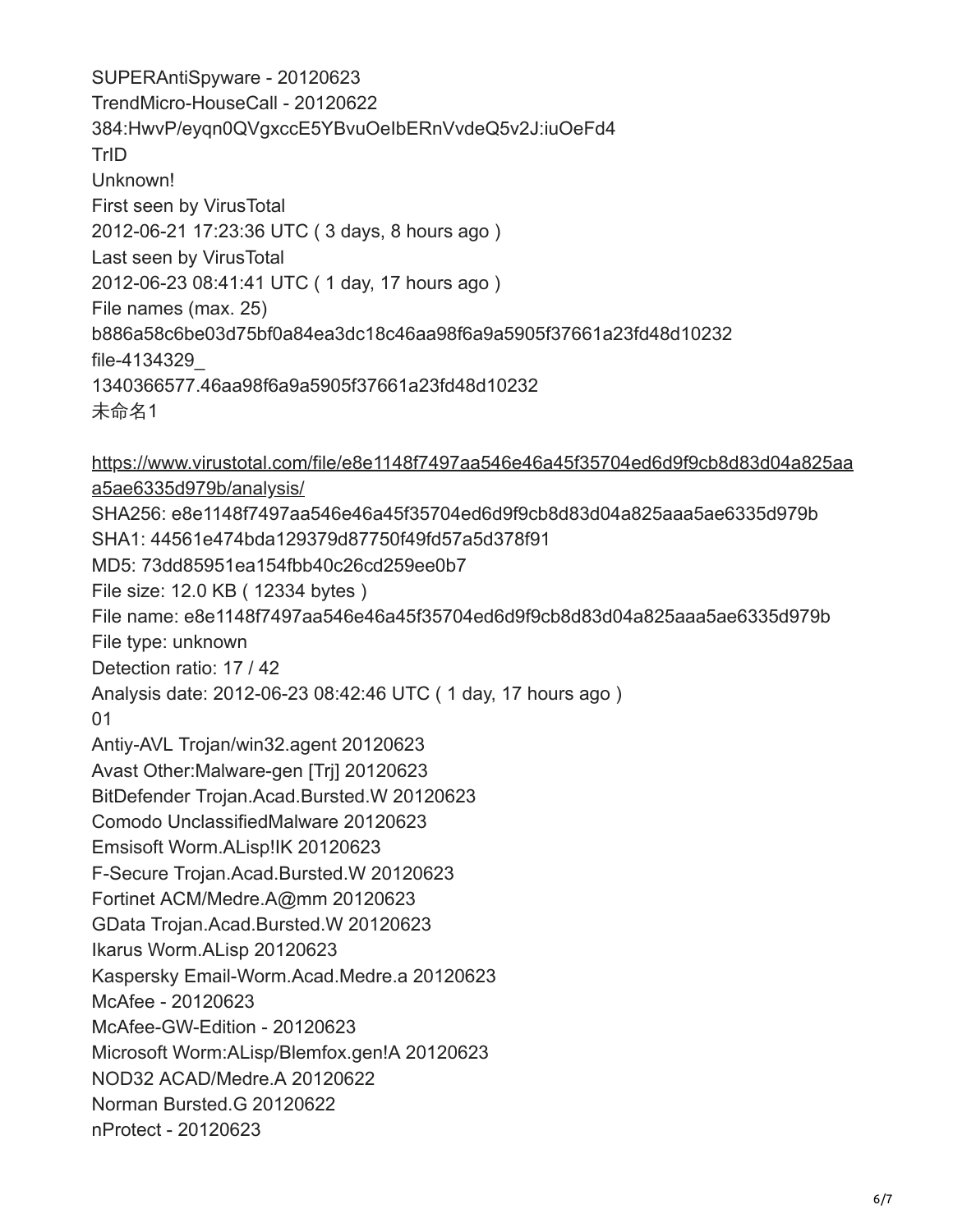SUPERAntiSpyware - 20120623
TrendMicro-HouseCall - 20120622
384:HwvP/eyqn0QVgxccE5YBvuOeIbERnVvdeQ5v2J:iuOeFd4
TrID
Unknown!
First seen by VirusTotal
2012-06-21 17:23:36 UTC ( 3 days, 8 hours ago )
Last seen by VirusTotal
2012-06-23 08:41:41 UTC ( 1 day, 17 hours ago )
File names (max. 25)
b886a58c6be03d75bf0a84ea3dc18c46aa98f6a9a5905f37661a23fd48d10232
file-4134329_
1340366577.46aa98f6a9a5905f37661a23fd48d10232
未命名1

https://www.virustotal.com/file/e8e1148f7497aa546e46a45f35704ed6d9f9cb8d83d04a825aaa5ae6335d979b/analysis/
SHA256: e8e1148f7497aa546e46a45f35704ed6d9f9cb8d83d04a825aaa5ae6335d979b
SHA1: 44561e474bda129379d87750f49fd57a5d378f91
MD5: 73dd85951ea154fbb40c26cd259ee0b7
File size: 12.0 KB ( 12334 bytes )
File name: e8e1148f7497aa546e46a45f35704ed6d9f9cb8d83d04a825aaa5ae6335d979b
File type: unknown
Detection ratio: 17 / 42
Analysis date: 2012-06-23 08:42:46 UTC ( 1 day, 17 hours ago )
01
Antiy-AVL Trojan/win32.agent 20120623
Avast Other:Malware-gen [Trj] 20120623
BitDefender Trojan.Acad.Bursted.W 20120623
Comodo UnclassifiedMalware 20120623
Emsisoft Worm.ALisp!IK 20120623
F-Secure Trojan.Acad.Bursted.W 20120623
Fortinet ACM/Medre.A@mm 20120623
GData Trojan.Acad.Bursted.W 20120623
Ikarus Worm.ALisp 20120623
Kaspersky Email-Worm.Acad.Medre.a 20120623
McAfee - 20120623
McAfee-GW-Edition - 20120623
Microsoft Worm:ALisp/Blemfox.gen!A 20120623
NOD32 ACAD/Medre.A 20120622
Norman Bursted.G 20120622
nProtect - 20120623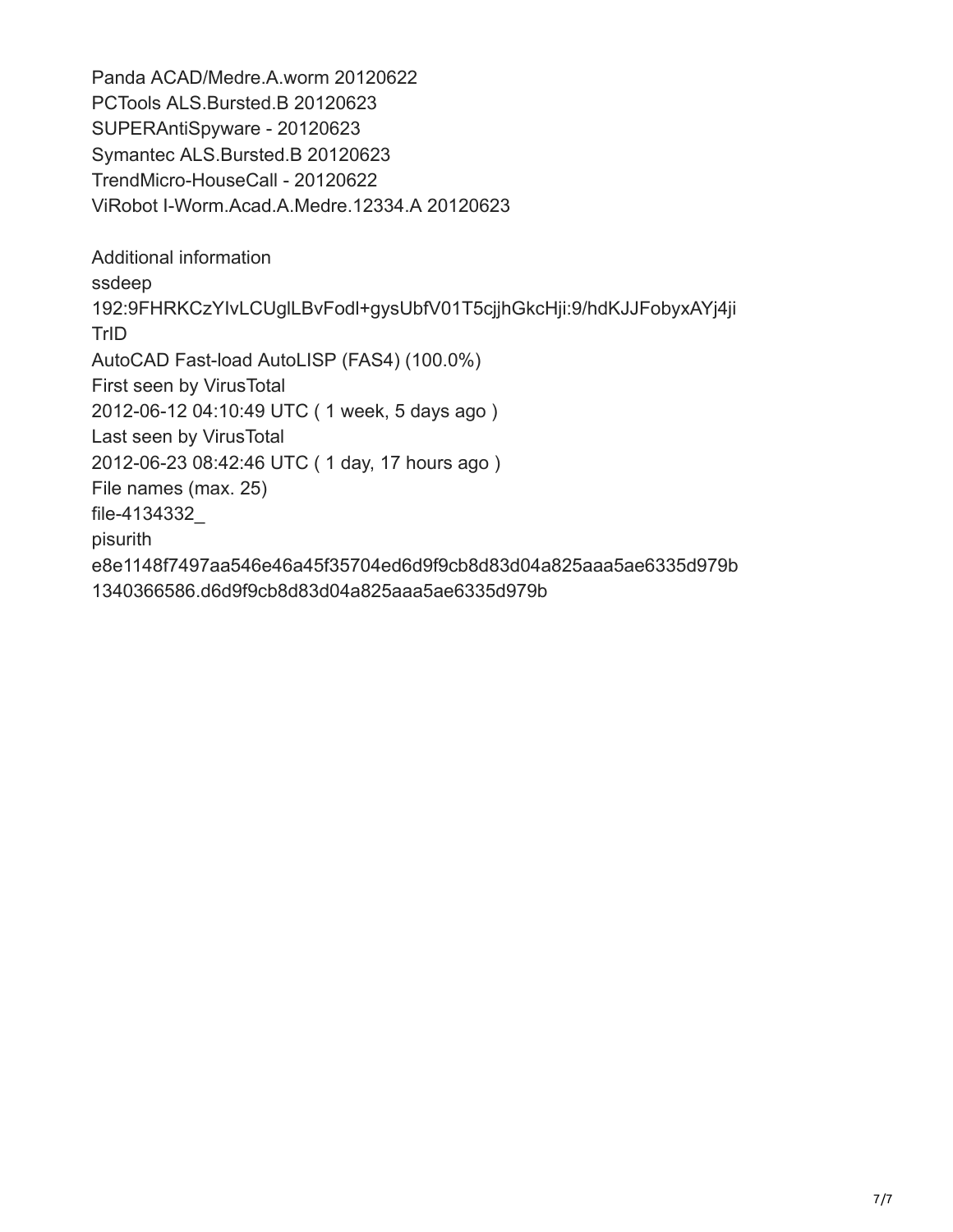Panda ACAD/Medre.A.worm 20120622
PCTools ALS.Bursted.B 20120623
SUPERAntiSpyware - 20120623
Symantec ALS.Bursted.B 20120623
TrendMicro-HouseCall - 20120622
ViRobot I-Worm.Acad.A.Medre.12334.A 20120623

Additional information
ssdeep
192:9FHRKCzYIvLCUglLBvFodl+gysUbfV01T5cjjhGkcHji:9/hdKJJFobyxAYj4ji
TrID
AutoCAD Fast-load AutoLISP (FAS4) (100.0%)
First seen by VirusTotal
2012-06-12 04:10:49 UTC ( 1 week, 5 days ago )
Last seen by VirusTotal
2012-06-23 08:42:46 UTC ( 1 day, 17 hours ago )
File names (max. 25)
file-4134332_
pisurith
e8e1148f7497aa546e46a45f35704ed6d9f9cb8d83d04a825aaa5ae6335d979b
1340366586.d6d9f9cb8d83d04a825aaa5ae6335d979b